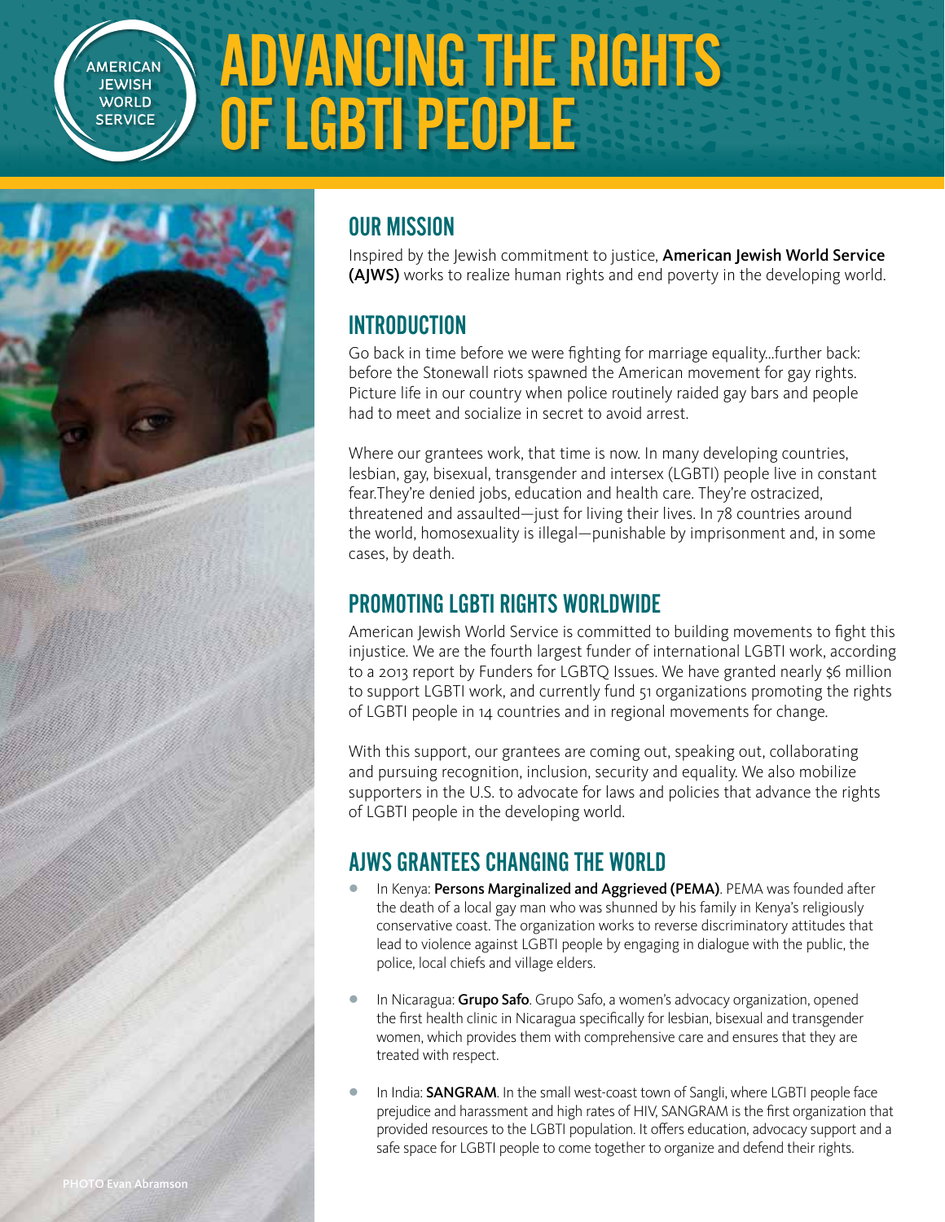AMERICAN JEWISH WORLD SERVICE

# ADVANCING THE RIGHTS OF LGBTI PEOPLE

## OUR MISSION

Inspired by the Jewish commitment to justice, **American Jewish World Service (AJWS)** works to realize human rights and end poverty in the developing world.

## INTRODUCTION

Go back in time before we were fighting for marriage equality...further back: before the Stonewall riots spawned the American movement for gay rights. Picture life in our country when police routinely raided gay bars and people had to meet and socialize in secret to avoid arrest.

Where our grantees work, that time is now. In many developing countries, lesbian, gay, bisexual, transgender and intersex (LGBTI) people live in constant fear.They're denied jobs, education and health care. They're ostracized, threatened and assaulted—just for living their lives. In 78 countries around the world, homosexuality is illegal—punishable by imprisonment and, in some cases, by death.

## PROMOTING LGBTI RIGHTS WORLDWIDE

American Jewish World Service is committed to building movements to fight this injustice. We are the fourth largest funder of international LGBTI work, according to a 2013 report by Funders for LGBTQ Issues. We have granted nearly $6 million to support LGBTI work, and currently fund 51 organizations promoting the rights of LGBTI people in 14 countries and in regional movements for change.

With this support, our grantees are coming out, speaking out, collaborating and pursuing recognition, inclusion, security and equality. We also mobilize supporters in the U.S. to advocate for laws and policies that advance the rights of LGBTI people in the developing world.

## AJWS GRANTEES CHANGING THE WORLD

- In Kenya: **Persons Marginalized and Aggrieved (PEMA)**. PEMA was founded after the death of a local gay man who was shunned by his family in Kenya's religiously conservative coast. The organization works to reverse discriminatory attitudes that lead to violence against LGBTI people by engaging in dialogue with the public, the police, local chiefs and village elders.
- In Nicaragua: **Grupo Safo**. Grupo Safo, a women's advocacy organization, opened the first health clinic in Nicaragua specifically for lesbian, bisexual and transgender women, which provides them with comprehensive care and ensures that they are treated with respect.
- In India: **SANGRAM**. In the small west-coast town of Sangli, where LGBTI people face prejudice and harassment and high rates of HIV, SANGRAM is the first organization that provided resources to the LGBTI population. It offers education, advocacy support and a safe space for LGBTI people to come together to organize and defend their rights.

PHOTO Evan Abramson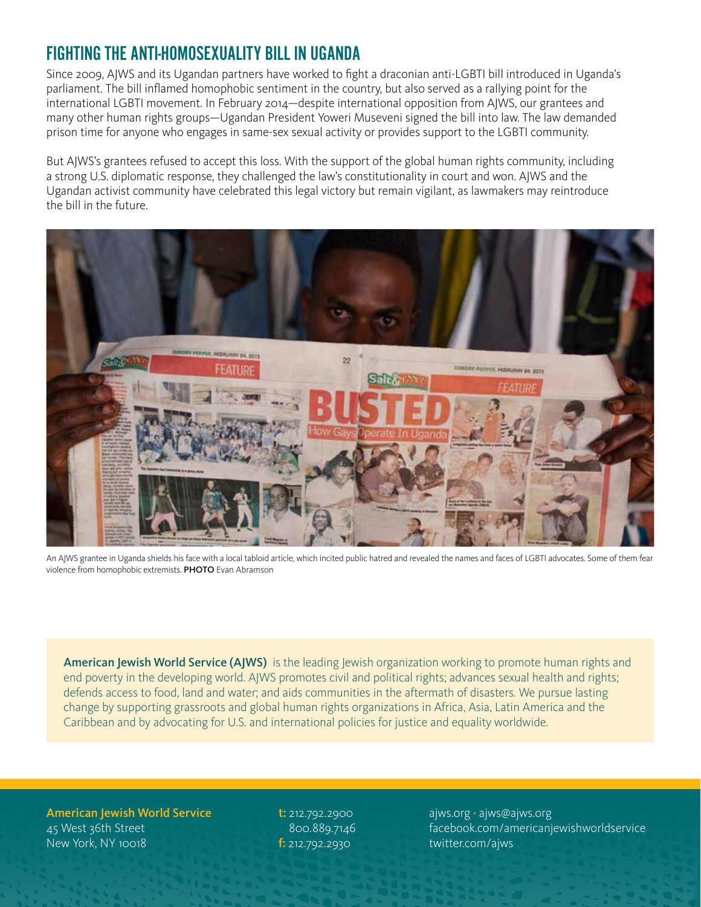## FIGHTING THE ANTI-HOMOSEXUALITY BILL IN UGANDA

Since 2009, AJWS and its Ugandan partners have worked to fight a draconian anti-LGBTI bill introduced in Uganda's parliament. The bill inflamed homophobic sentiment in the country, but also served as a rallying point for the international LGBTI movement. In February 2014—despite international opposition from AJWS, our grantees and many other human rights groups—Ugandan President Yoweri Museveni signed the bill into law. The law demanded prison time for anyone who engages in same-sex sexual activity or provides support to the LGBTI community.

But AJWS's grantees refused to accept this loss. With the support of the global human rights community, including a strong U.S. diplomatic response, they challenged the law's constitutionality in court and won. AJWS and the Ugandan activist community have celebrated this legal victory but remain vigilant, as lawmakers may reintroduce the bill in the future.

An AJWS grantee in Uganda shields his face with a local tabloid article, which incited public hatred and revealed the names and faces of LGBTI advocates. Some of them fear violence from homophobic extremists. **PHOTO** Evan Abramson

**American Jewish World Service (AJWS)** is the leading Jewish organization working to promote human rights and end poverty in the developing world. AJWS promotes civil and political rights; advances sexual health and rights; defends access to food, land and water; and aids communities in the aftermath of disasters. We pursue lasting change by supporting grassroots and global human rights organizations in Africa, Asia, Latin America and the Caribbean and by advocating for U.S. and international policies for justice and equality worldwide.

**American Jewish World Service**
45 West 36th Street
New York, NY 10018

**t:** 212.792.2900
800.889.7146
**f:** 212.792.2930

ajws.org • ajws@ajws.org
facebook.com/americanjewishworldservice
twitter.com/ajws